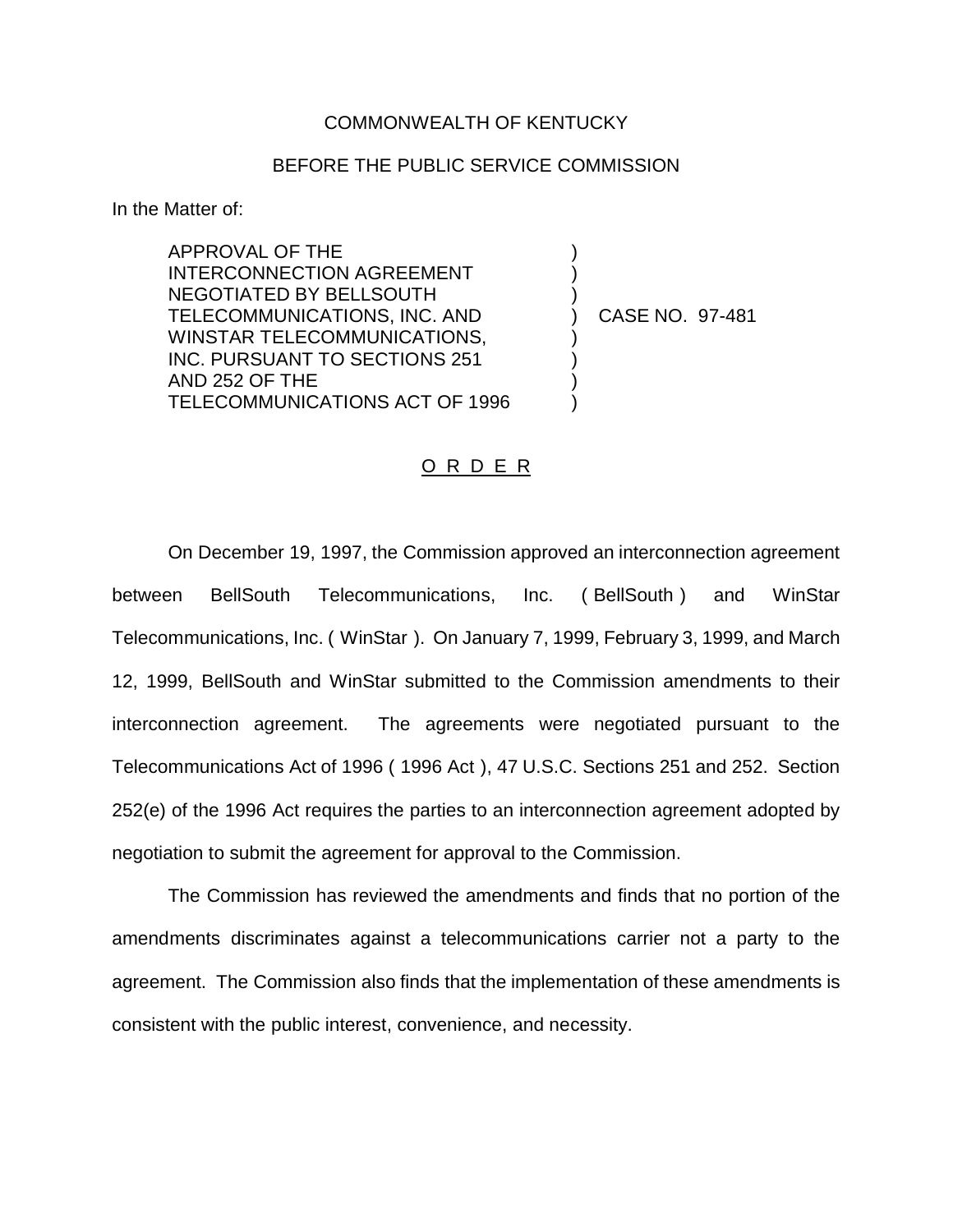COMMONWEALTH OF KENTUCKY

BEFORE THE PUBLIC SERVICE COMMISSION

In the Matter of:

APPROVAL OF THE INTERCONNECTION AGREEMENT NEGOTIATED BY BELLSOUTH TELECOMMUNICATIONS, INC. AND WINSTAR TELECOMMUNICATIONS, INC. PURSUANT TO SECTIONS 251 AND 252 OF THE TELECOMMUNICATIONS ACT OF 1996 ) CASE NO. 97-481

O R D E R

On December 19, 1997, the Commission approved an interconnection agreement between BellSouth Telecommunications, Inc. ( BellSouth ) and WinStar Telecommunications, Inc. ( WinStar ). On January 7, 1999, February 3, 1999, and March 12, 1999, BellSouth and WinStar submitted to the Commission amendments to their interconnection agreement. The agreements were negotiated pursuant to the Telecommunications Act of 1996 ( 1996 Act ), 47 U.S.C. Sections 251 and 252. Section 252(e) of the 1996 Act requires the parties to an interconnection agreement adopted by negotiation to submit the agreement for approval to the Commission.

The Commission has reviewed the amendments and finds that no portion of the amendments discriminates against a telecommunications carrier not a party to the agreement. The Commission also finds that the implementation of these amendments is consistent with the public interest, convenience, and necessity.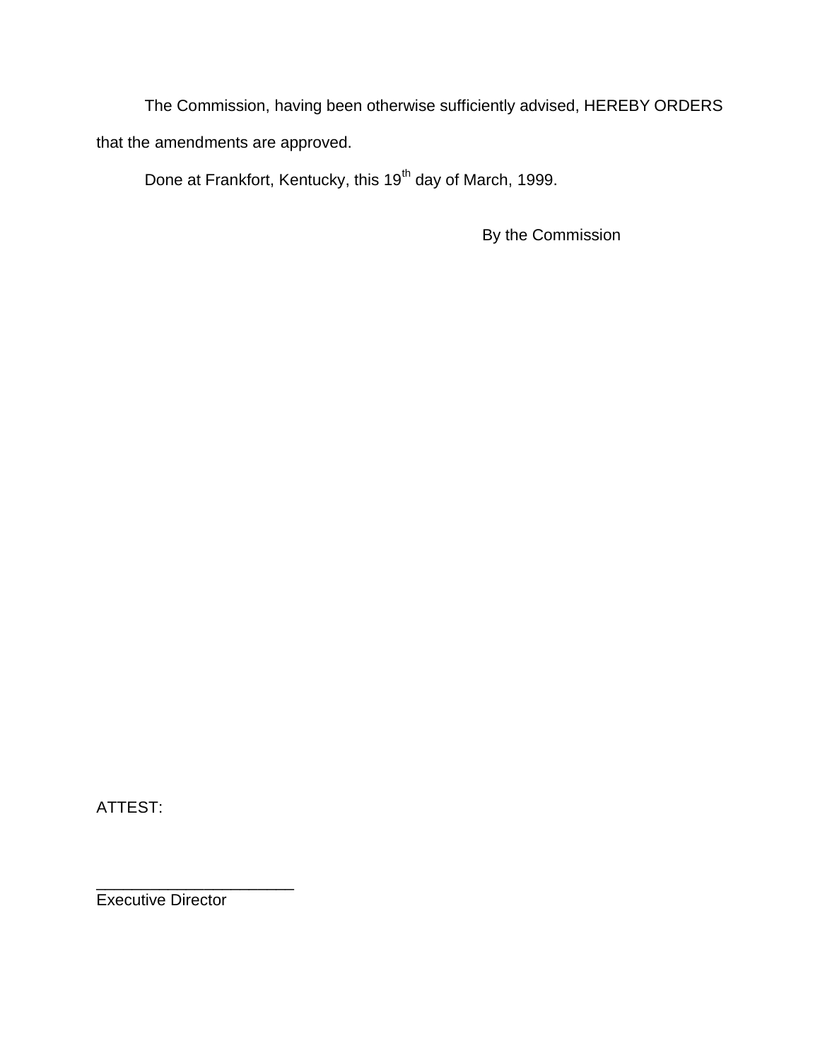The Commission, having been otherwise sufficiently advised, HEREBY ORDERS that the amendments are approved.

Done at Frankfort, Kentucky, this 19th day of March, 1999.

By the Commission

ATTEST:

______________________
Executive Director